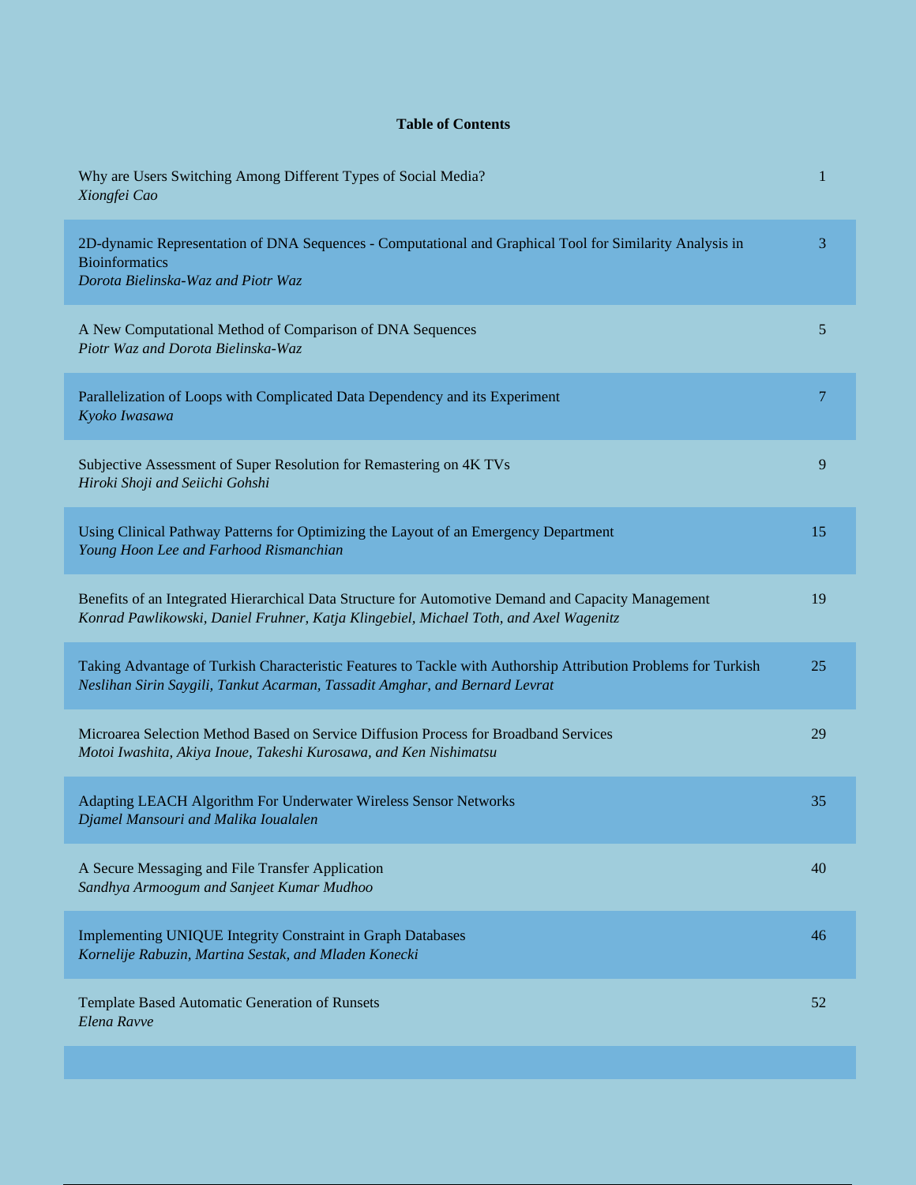**Table of Contents**

| | |
|---|---|
| Why are Users Switching Among Different Types of Social Media?<br>*Xiongfei Cao* | 1 |
| 2D-dynamic Representation of DNA Sequences - Computational and Graphical Tool for Similarity Analysis in Bioinformatics<br>*Dorota Bielinska-Waz and Piotr Waz* | 3 |
| A New Computational Method of Comparison of DNA Sequences<br>*Piotr Waz and Dorota Bielinska-Waz* | 5 |
| Parallelization of Loops with Complicated Data Dependency and its Experiment<br>*Kyoko Iwasawa* | 7 |
| Subjective Assessment of Super Resolution for Remastering on 4K TVs<br>*Hiroki Shoji and Seiichi Gohshi* | 9 |
| Using Clinical Pathway Patterns for Optimizing the Layout of an Emergency Department<br>*Young Hoon Lee and Farhood Rismanchian* | 15 |
| Benefits of an Integrated Hierarchical Data Structure for Automotive Demand and Capacity Management<br>*Konrad Pawlikowski, Daniel Fruhner, Katja Klingebiel, Michael Toth, and Axel Wagenitz* | 19 |
| Taking Advantage of Turkish Characteristic Features to Tackle with Authorship Attribution Problems for Turkish<br>*Neslihan Sirin Saygili, Tankut Acarman, Tassadit Amghar, and Bernard Levrat* | 25 |
| Microarea Selection Method Based on Service Diffusion Process for Broadband Services<br>*Motoi Iwashita, Akiya Inoue, Takeshi Kurosawa, and Ken Nishimatsu* | 29 |
| Adapting LEACH Algorithm For Underwater Wireless Sensor Networks<br>*Djamel Mansouri and Malika Ioualalen* | 35 |
| A Secure Messaging and File Transfer Application<br>*Sandhya Armoogum and Sanjeet Kumar Mudhoo* | 40 |
| Implementing UNIQUE Integrity Constraint in Graph Databases<br>*Kornelije Rabuzin, Martina Sestak, and Mladen Konecki* | 46 |
| Template Based Automatic Generation of Runsets<br>*Elena Ravve* | 52 |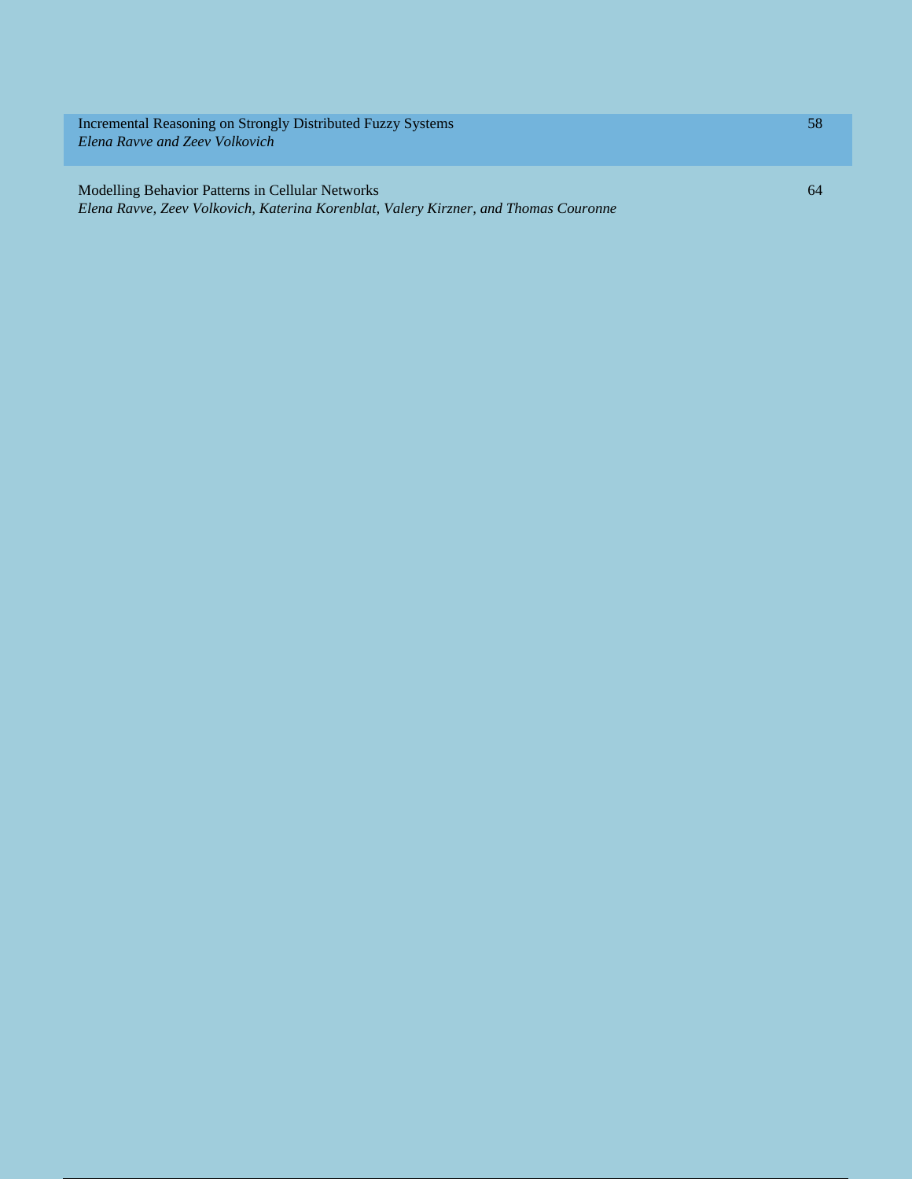Incremental Reasoning on Strongly Distributed Fuzzy Systems 58
*Elena Ravve and Zeev Volkovich*

Modelling Behavior Patterns in Cellular Networks 64
*Elena Ravve, Zeev Volkovich, Katerina Korenblat, Valery Kirzner, and Thomas Couronne*